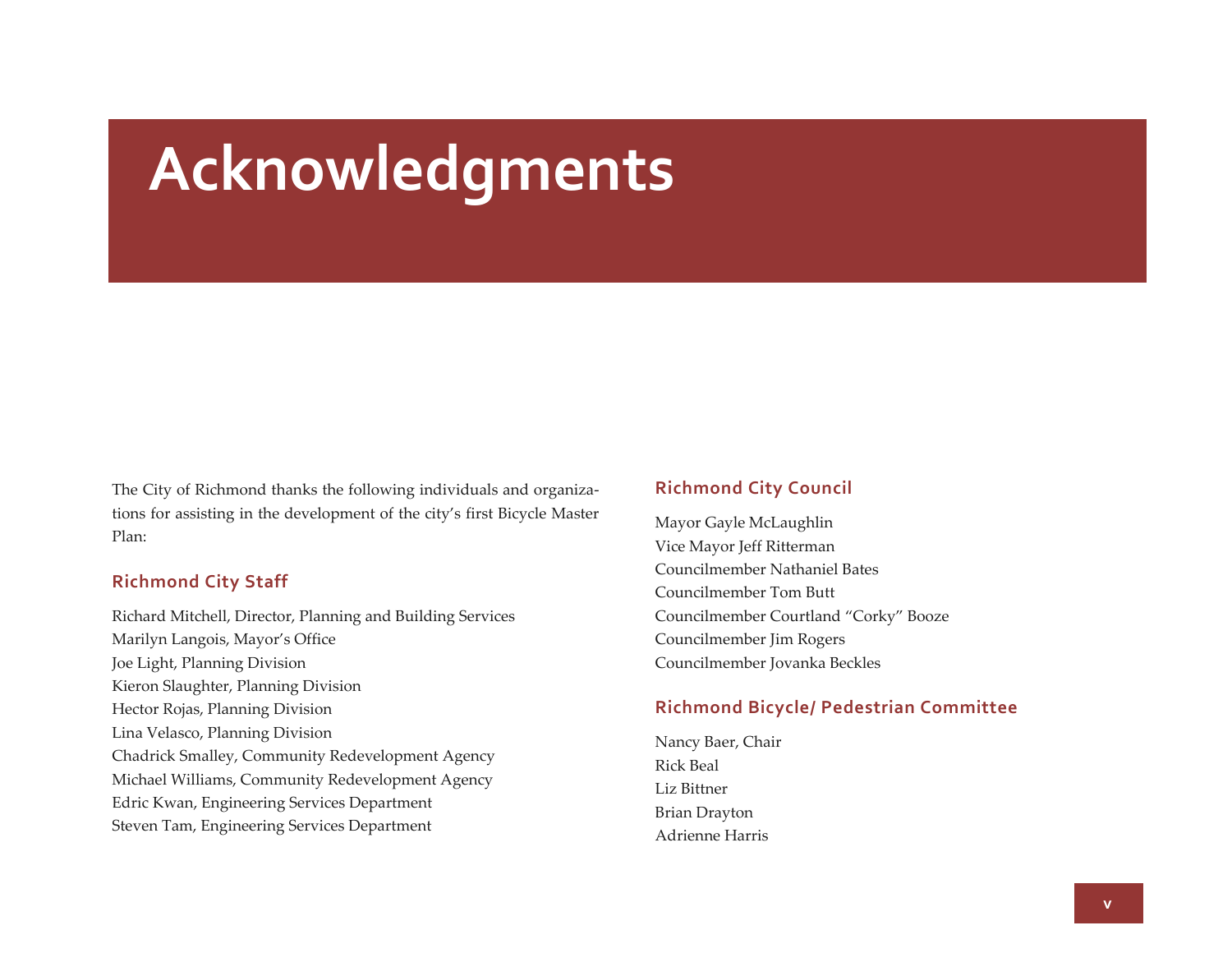# Acknowledgments

The City of Richmond thanks the following individuals and organizations for assisting in the development of the city's first Bicycle Master Plan:

## Richmond City Staff

Richard Mitchell, Director, Planning and Building Services
Marilyn Langois, Mayor's Office
Joe Light, Planning Division
Kieron Slaughter, Planning Division
Hector Rojas, Planning Division
Lina Velasco, Planning Division
Chadrick Smalley, Community Redevelopment Agency
Michael Williams, Community Redevelopment Agency
Edric Kwan, Engineering Services Department
Steven Tam, Engineering Services Department

## Richmond City Council

Mayor Gayle McLaughlin
Vice Mayor Jeff Ritterman
Councilmember Nathaniel Bates
Councilmember Tom Butt
Councilmember Courtland "Corky" Booze
Councilmember Jim Rogers
Councilmember Jovanka Beckles

## Richmond Bicycle/ Pedestrian Committee

Nancy Baer, Chair
Rick Beal
Liz Bittner
Brian Drayton
Adrienne Harris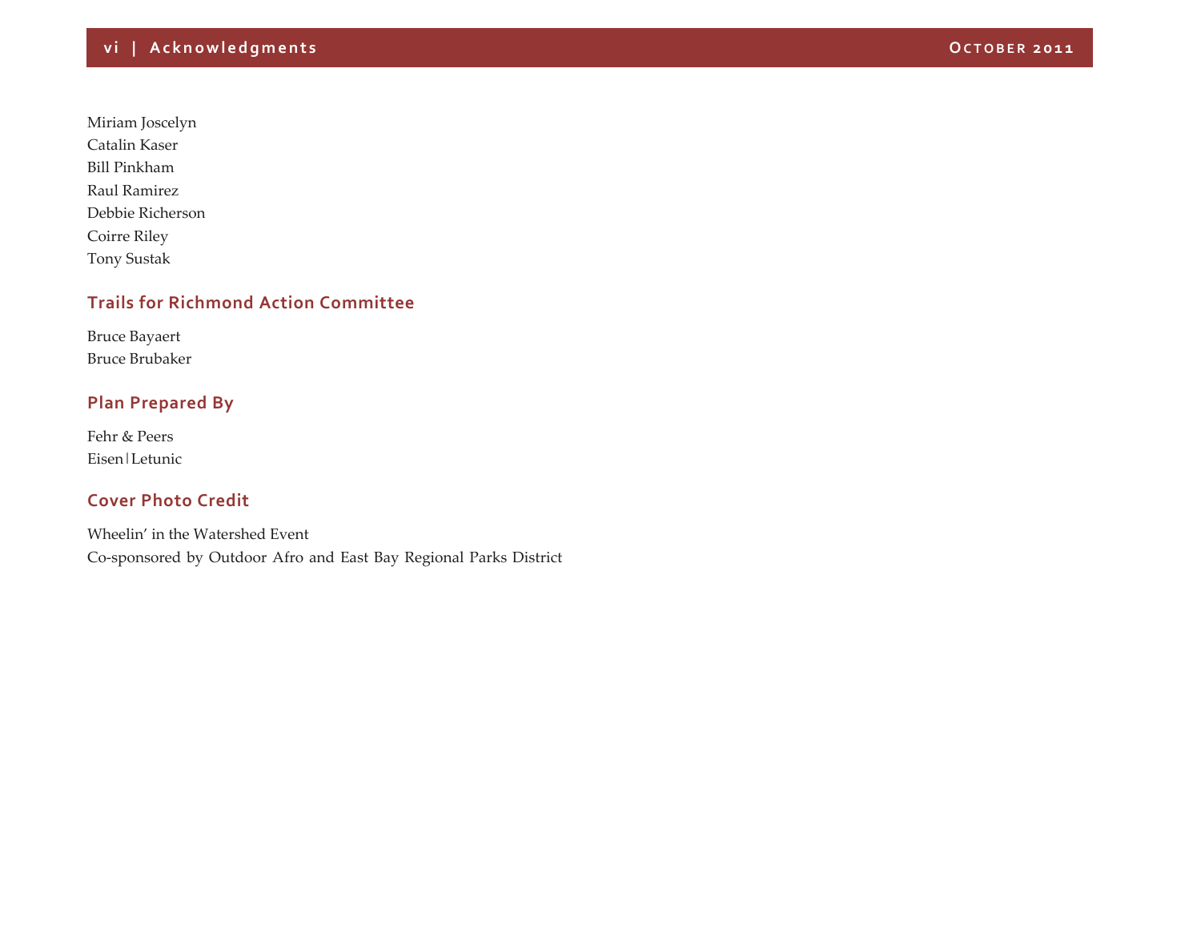Miriam Joscelyn
Catalin Kaser
Bill Pinkham
Raul Ramirez
Debbie Richerson
Coirre Riley
Tony Sustak

### Trails for Richmond Action Committee

Bruce Bayaert
Bruce Brubaker

### Plan Prepared By

Fehr & Peers
Eisen|Letunic

### Cover Photo Credit

Wheelin' in the Watershed Event
Co-sponsored by Outdoor Afro and East Bay Regional Parks District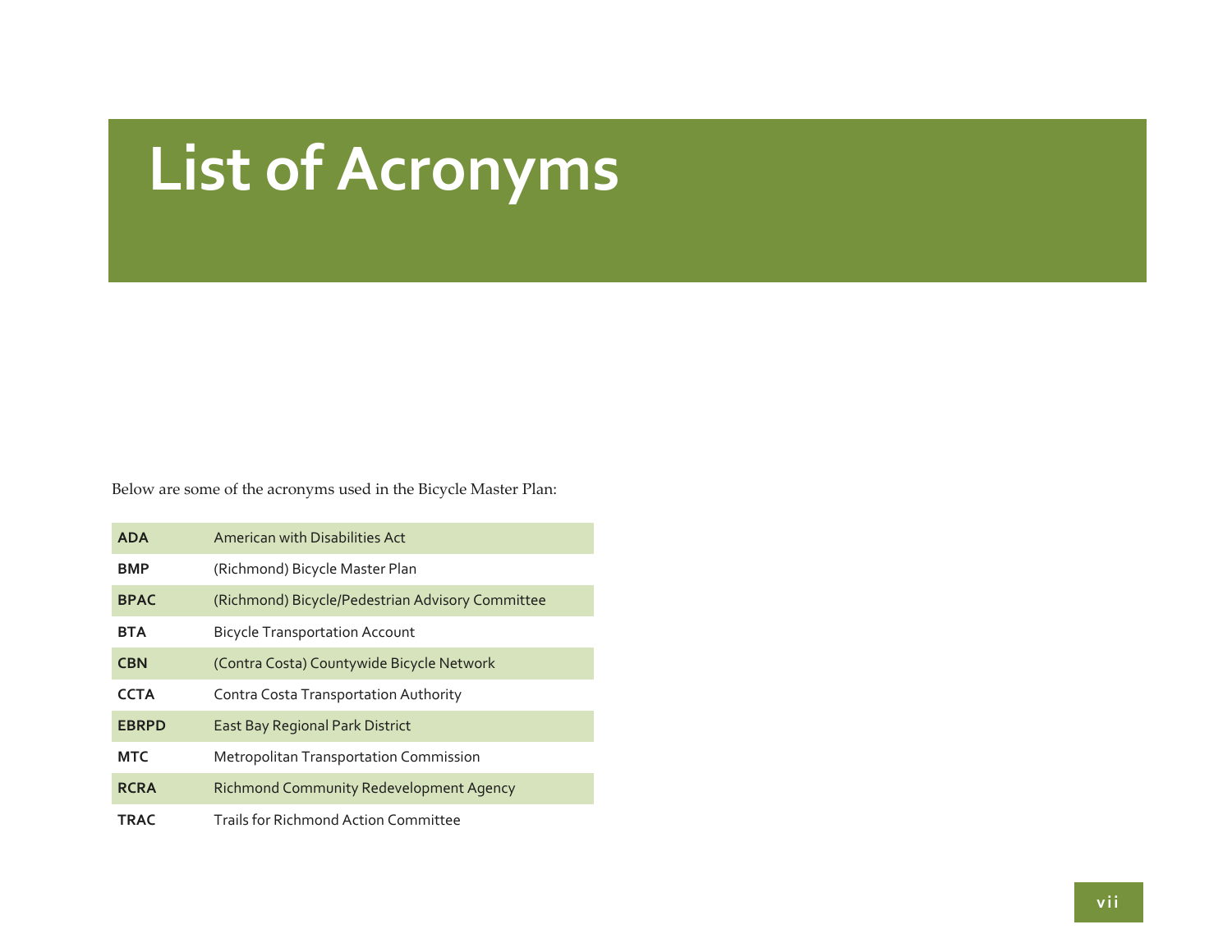# List of Acronyms

Below are some of the acronyms used in the Bicycle Master Plan:

| | |
|---|---|
| **ADA** | American with Disabilities Act |
| **BMP** | (Richmond) Bicycle Master Plan |
| **BPAC** | (Richmond) Bicycle/Pedestrian Advisory Committee |
| **BTA** | Bicycle Transportation Account |
| **CBN** | (Contra Costa) Countywide Bicycle Network |
| **CCTA** | Contra Costa Transportation Authority |
| **EBRPD** | East Bay Regional Park District |
| **MTC** | Metropolitan Transportation Commission |
| **RCRA** | Richmond Community Redevelopment Agency |
| **TRAC** | Trails for Richmond Action Committee |